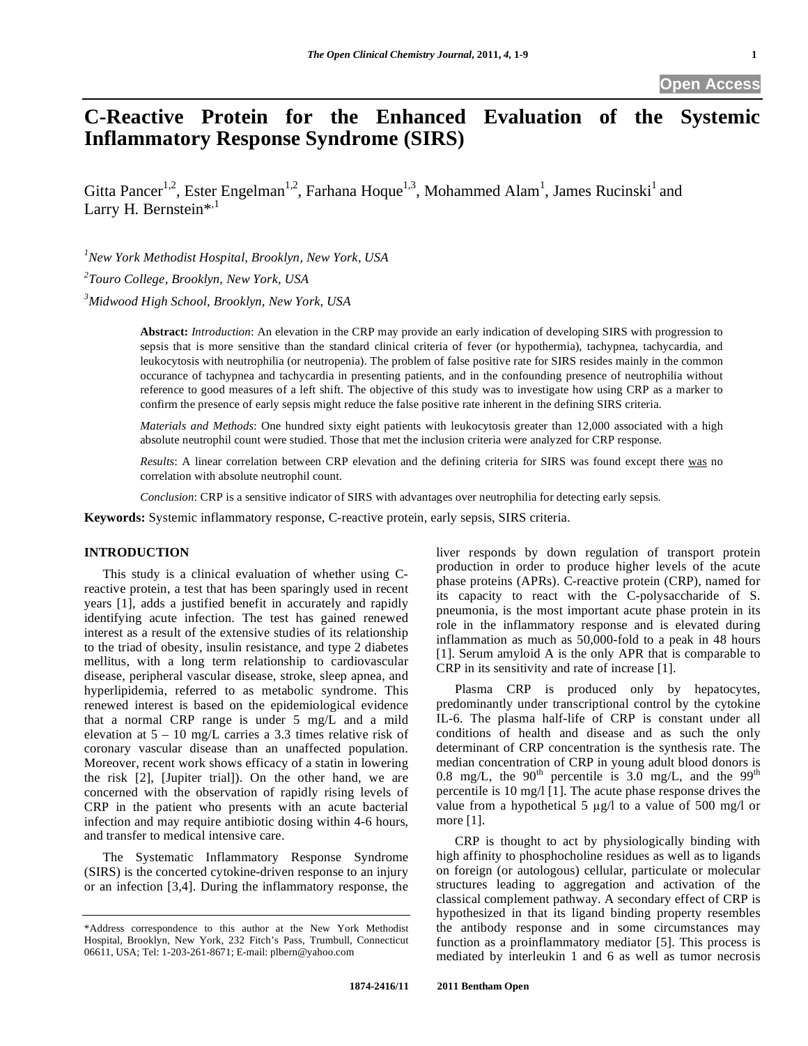Open Access

# C-Reactive Protein for the Enhanced Evaluation of the Systemic Inflammatory Response Syndrome (SIRS)

Gitta Pancer[1,2], Ester Engelman[1,2], Farhana Hoque[1,3], Mohammed Alam[1], James Rucinski[1] and Larry H. Bernstein*[,1]

[1]*New York Methodist Hospital, Brooklyn, New York, USA*

[2]*Touro College, Brooklyn, New York, USA*

[3]*Midwood High School, Brooklyn, New York, USA*

**Abstract:** *Introduction*: An elevation in the CRP may provide an early indication of developing SIRS with progression to sepsis that is more sensitive than the standard clinical criteria of fever (or hypothermia), tachypnea, tachycardia, and leukocytosis with neutrophilia (or neutropenia). The problem of false positive rate for SIRS resides mainly in the common occurance of tachypnea and tachycardia in presenting patients, and in the confounding presence of neutrophilia without reference to good measures of a left shift. The objective of this study was to investigate how using CRP as a marker to confirm the presence of early sepsis might reduce the false positive rate inherent in the defining SIRS criteria.

*Materials and Methods*: One hundred sixty eight patients with leukocytosis greater than 12,000 associated with a high absolute neutrophil count were studied. Those that met the inclusion criteria were analyzed for CRP response.

*Results*: A linear correlation between CRP elevation and the defining criteria for SIRS was found except there was no correlation with absolute neutrophil count.

*Conclusion*: CRP is a sensitive indicator of SIRS with advantages over neutrophilia for detecting early sepsis.

**Keywords:** Systemic inflammatory response, C-reactive protein, early sepsis, SIRS criteria.

## INTRODUCTION

This study is a clinical evaluation of whether using C-reactive protein, a test that has been sparingly used in recent years [1], adds a justified benefit in accurately and rapidly identifying acute infection. The test has gained renewed interest as a result of the extensive studies of its relationship to the triad of obesity, insulin resistance, and type 2 diabetes mellitus, with a long term relationship to cardiovascular disease, peripheral vascular disease, stroke, sleep apnea, and hyperlipidemia, referred to as metabolic syndrome. This renewed interest is based on the epidemiological evidence that a normal CRP range is under 5 mg/L and a mild elevation at 5 – 10 mg/L carries a 3.3 times relative risk of coronary vascular disease than an unaffected population. Moreover, recent work shows efficacy of a statin in lowering the risk [2], [Jupiter trial]). On the other hand, we are concerned with the observation of rapidly rising levels of CRP in the patient who presents with an acute bacterial infection and may require antibiotic dosing within 4-6 hours, and transfer to medical intensive care.

The Systematic Inflammatory Response Syndrome (SIRS) is the concerted cytokine-driven response to an injury or an infection [3,4]. During the inflammatory response, the liver responds by down regulation of transport protein production in order to produce higher levels of the acute phase proteins (APRs). C-reactive protein (CRP), named for its capacity to react with the C-polysaccharide of S. pneumonia, is the most important acute phase protein in its role in the inflammatory response and is elevated during inflammation as much as 50,000-fold to a peak in 48 hours [1]. Serum amyloid A is the only APR that is comparable to CRP in its sensitivity and rate of increase [1].

Plasma CRP is produced only by hepatocytes, predominantly under transcriptional control by the cytokine IL-6. The plasma half-life of CRP is constant under all conditions of health and disease and as such the only determinant of CRP concentration is the synthesis rate. The median concentration of CRP in young adult blood donors is 0.8 mg/L, the 90$^{th}$ percentile is 3.0 mg/L, and the 99$^{th}$ percentile is 10 mg/l [1]. The acute phase response drives the value from a hypothetical 5 µg/l to a value of 500 mg/l or more [1].

CRP is thought to act by physiologically binding with high affinity to phosphocholine residues as well as to ligands on foreign (or autologous) cellular, particulate or molecular structures leading to aggregation and activation of the classical complement pathway. A secondary effect of CRP is hypothesized in that its ligand binding property resembles the antibody response and in some circumstances may function as a proinflammatory mediator [5]. This process is mediated by interleukin 1 and 6 as well as tumor necrosis

*Address correspondence to this author at the New York Methodist Hospital, Brooklyn, New York, 232 Fitch's Pass, Trumbull, Connecticut 06611, USA; Tel: 1-203-261-8671; E-mail: plbern@yahoo.com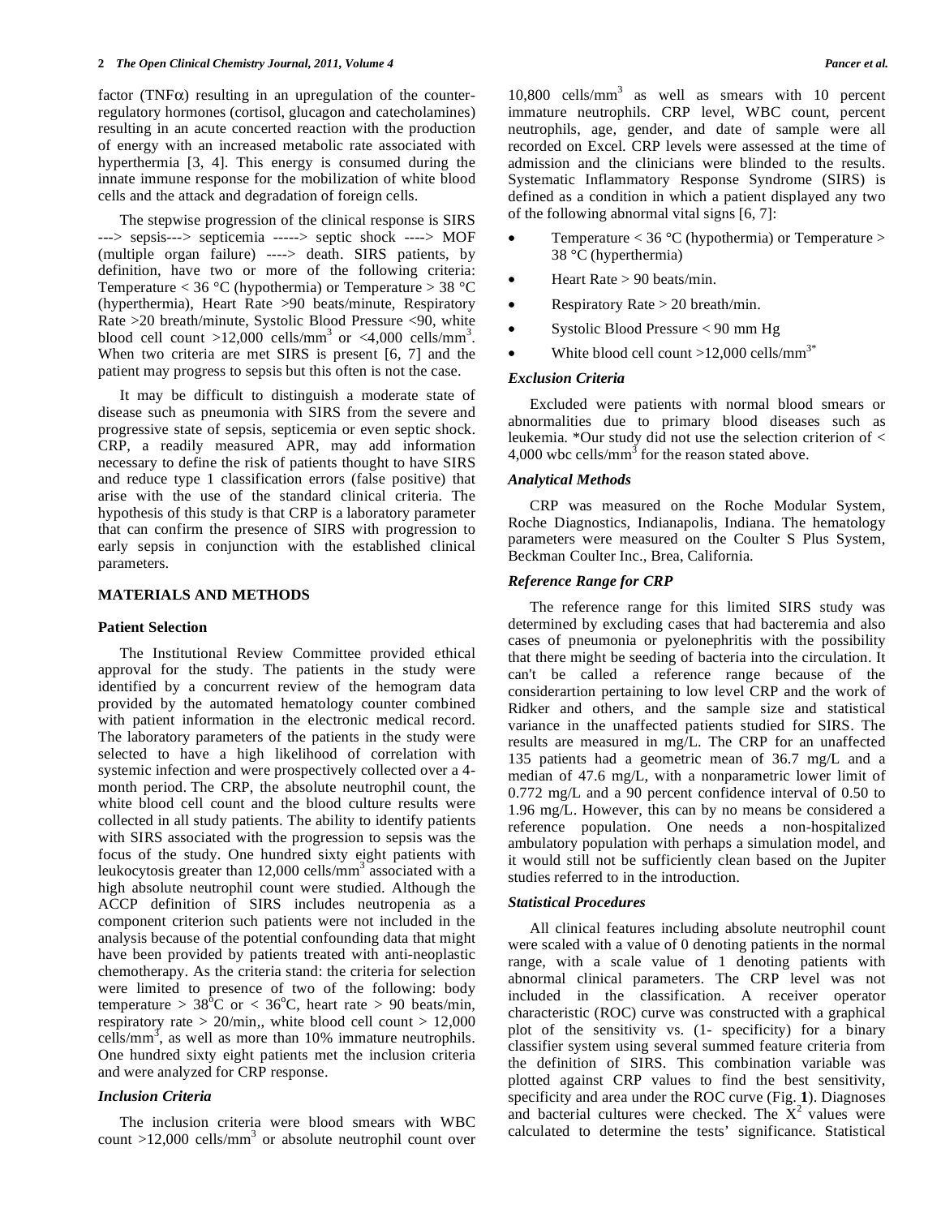factor (TNFα) resulting in an upregulation of the counter-regulatory hormones (cortisol, glucagon and catecholamines) resulting in an acute concerted reaction with the production of energy with an increased metabolic rate associated with hyperthermia [3, 4]. This energy is consumed during the innate immune response for the mobilization of white blood cells and the attack and degradation of foreign cells.

The stepwise progression of the clinical response is SIRS ---> sepsis---> septicemia -----> septic shock ----> MOF (multiple organ failure) ----> death. SIRS patients, by definition, have two or more of the following criteria: Temperature < 36 °C (hypothermia) or Temperature > 38 °C (hyperthermia), Heart Rate >90 beats/minute, Respiratory Rate >20 breath/minute, Systolic Blood Pressure <90, white blood cell count >12,000 cells/mm$^3$ or <4,000 cells/mm$^3$. When two criteria are met SIRS is present [6, 7] and the patient may progress to sepsis but this often is not the case.

It may be difficult to distinguish a moderate state of disease such as pneumonia with SIRS from the severe and progressive state of sepsis, septicemia or even septic shock. CRP, a readily measured APR, may add information necessary to define the risk of patients thought to have SIRS and reduce type 1 classification errors (false positive) that arise with the use of the standard clinical criteria. The hypothesis of this study is that CRP is a laboratory parameter that can confirm the presence of SIRS with progression to early sepsis in conjunction with the established clinical parameters.

## MATERIALS AND METHODS

### Patient Selection

The Institutional Review Committee provided ethical approval for the study. The patients in the study were identified by a concurrent review of the hemogram data provided by the automated hematology counter combined with patient information in the electronic medical record. The laboratory parameters of the patients in the study were selected to have a high likelihood of correlation with systemic infection and were prospectively collected over a 4-month period. The CRP, the absolute neutrophil count, the white blood cell count and the blood culture results were collected in all study patients. The ability to identify patients with SIRS associated with the progression to sepsis was the focus of the study. One hundred sixty eight patients with leukocytosis greater than 12,000 cells/mm$^3$ associated with a high absolute neutrophil count were studied. Although the ACCP definition of SIRS includes neutropenia as a component criterion such patients were not included in the analysis because of the potential confounding data that might have been provided by patients treated with anti-neoplastic chemotherapy. As the criteria stand: the criteria for selection were limited to presence of two of the following: body temperature > 38$^o$C or < 36$^o$C, heart rate > 90 beats/min, respiratory rate > 20/min,, white blood cell count > 12,000 cells/mm$^3$, as well as more than 10% immature neutrophils. One hundred sixty eight patients met the inclusion criteria and were analyzed for CRP response.

### *Inclusion Criteria*

The inclusion criteria were blood smears with WBC count >12,000 cells/mm$^3$ or absolute neutrophil count over 10,800 cells/mm$^3$ as well as smears with 10 percent immature neutrophils. CRP level, WBC count, percent neutrophils, age, gender, and date of sample were all recorded on Excel. CRP levels were assessed at the time of admission and the clinicians were blinded to the results. Systematic Inflammatory Response Syndrome (SIRS) is defined as a condition in which a patient displayed any two of the following abnormal vital signs [6, 7]:

- Temperature < 36 °C (hypothermia) or Temperature > 38 °C (hyperthermia)
- Heart Rate > 90 beats/min.
- Respiratory Rate > 20 breath/min.
- Systolic Blood Pressure < 90 mm Hg
- White blood cell count >12,000 cells/mm$^{3*}$

### *Exclusion Criteria*

Excluded were patients with normal blood smears or abnormalities due to primary blood diseases such as leukemia. *Our study did not use the selection criterion of < 4,000 wbc cells/mm$^3$ for the reason stated above.

### *Analytical Methods*

CRP was measured on the Roche Modular System, Roche Diagnostics, Indianapolis, Indiana. The hematology parameters were measured on the Coulter S Plus System, Beckman Coulter Inc., Brea, California.

### *Reference Range for CRP*

The reference range for this limited SIRS study was determined by excluding cases that had bacteremia and also cases of pneumonia or pyelonephritis with the possibility that there might be seeding of bacteria into the circulation. It can't be called a reference range because of the considerartion pertaining to low level CRP and the work of Ridker and others, and the sample size and statistical variance in the unaffected patients studied for SIRS. The results are measured in mg/L. The CRP for an unaffected 135 patients had a geometric mean of 36.7 mg/L and a median of 47.6 mg/L, with a nonparametric lower limit of 0.772 mg/L and a 90 percent confidence interval of 0.50 to 1.96 mg/L. However, this can by no means be considered a reference population. One needs a non-hospitalized ambulatory population with perhaps a simulation model, and it would still not be sufficiently clean based on the Jupiter studies referred to in the introduction.

### *Statistical Procedures*

All clinical features including absolute neutrophil count were scaled with a value of 0 denoting patients in the normal range, with a scale value of 1 denoting patients with abnormal clinical parameters. The CRP level was not included in the classification. A receiver operator characteristic (ROC) curve was constructed with a graphical plot of the sensitivity vs. (1- specificity) for a binary classifier system using several summed feature criteria from the definition of SIRS. This combination variable was plotted against CRP values to find the best sensitivity, specificity and area under the ROC curve (Fig. **1**). Diagnoses and bacterial cultures were checked. The $X^2$ values were calculated to determine the tests' significance. Statistical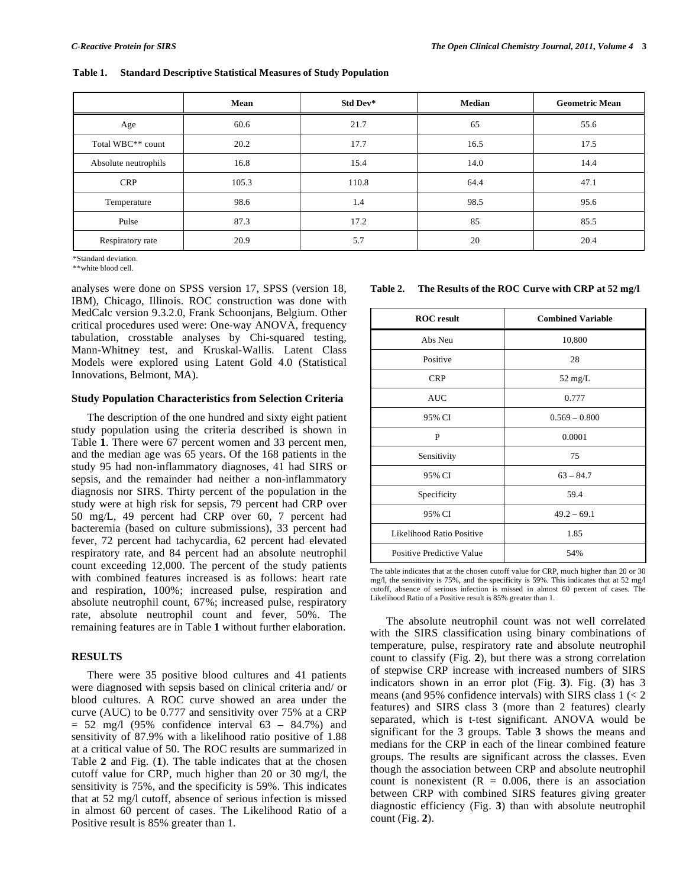**Table 1. Standard Descriptive Statistical Measures of Study Population**

| | Mean | Std Dev* | Median | Geometric Mean |
|---|---|---|---|---|
| Age | 60.6 | 21.7 | 65 | 55.6 |
| Total WBC** count | 20.2 | 17.7 | 16.5 | 17.5 |
| Absolute neutrophils | 16.8 | 15.4 | 14.0 | 14.4 |
| CRP | 105.3 | 110.8 | 64.4 | 47.1 |
| Temperature | 98.6 | 1.4 | 98.5 | 95.6 |
| Pulse | 87.3 | 17.2 | 85 | 85.5 |
| Respiratory rate | 20.9 | 5.7 | 20 | 20.4 |

*Standard deviation.
**white blood cell.

analyses were done on SPSS version 17, SPSS (version 18, IBM), Chicago, Illinois. ROC construction was done with MedCalc version 9.3.2.0, Frank Schoonjans, Belgium. Other critical procedures used were: One-way ANOVA, frequency tabulation, crosstable analyses by Chi-squared testing, Mann-Whitney test, and Kruskal-Wallis. Latent Class Models were explored using Latent Gold 4.0 (Statistical Innovations, Belmont, MA).

### Study Population Characteristics from Selection Criteria

The description of the one hundred and sixty eight patient study population using the criteria described is shown in Table **1**. There were 67 percent women and 33 percent men, and the median age was 65 years. Of the 168 patients in the study 95 had non-inflammatory diagnoses, 41 had SIRS or sepsis, and the remainder had neither a non-inflammatory diagnosis nor SIRS. Thirty percent of the population in the study were at high risk for sepsis, 79 percent had CRP over 50 mg/L, 49 percent had CRP over 60, 7 percent had bacteremia (based on culture submissions), 33 percent had fever, 72 percent had tachycardia, 62 percent had elevated respiratory rate, and 84 percent had an absolute neutrophil count exceeding 12,000. The percent of the study patients with combined features increased is as follows: heart rate and respiration, 100%; increased pulse, respiration and absolute neutrophil count, 67%; increased pulse, respiratory rate, absolute neutrophil count and fever, 50%. The remaining features are in Table **1** without further elaboration.

## RESULTS

There were 35 positive blood cultures and 41 patients were diagnosed with sepsis based on clinical criteria and/ or blood cultures. A ROC curve showed an area under the curve (AUC) to be 0.777 and sensitivity over 75% at a CRP = 52 mg/l (95% confidence interval 63 – 84.7%) and sensitivity of 87.9% with a likelihood ratio positive of 1.88 at a critical value of 50. The ROC results are summarized in Table **2** and Fig. (**1**). The table indicates that at the chosen cutoff value for CRP, much higher than 20 or 30 mg/l, the sensitivity is 75%, and the specificity is 59%. This indicates that at 52 mg/l cutoff, absence of serious infection is missed in almost 60 percent of cases. The Likelihood Ratio of a Positive result is 85% greater than 1.

**Table 2. The Results of the ROC Curve with CRP at 52 mg/l**

| ROC result | Combined Variable |
|---|---|
| Abs Neu | 10,800 |
| Positive | 28 |
| CRP | 52 mg/L |
| AUC | 0.777 |
| 95% CI | 0.569 – 0.800 |
| P | 0.0001 |
| Sensitivity | 75 |
| 95% CI | 63 – 84.7 |
| Specificity | 59.4 |
| 95% CI | 49.2 – 69.1 |
| Likelihood Ratio Positive | 1.85 |
| Positive Predictive Value | 54% |

The table indicates that at the chosen cutoff value for CRP, much higher than 20 or 30 mg/l, the sensitivity is 75%, and the specificity is 59%. This indicates that at 52 mg/l cutoff, absence of serious infection is missed in almost 60 percent of cases. The Likelihood Ratio of a Positive result is 85% greater than 1.

The absolute neutrophil count was not well correlated with the SIRS classification using binary combinations of temperature, pulse, respiratory rate and absolute neutrophil count to classify (Fig. **2**), but there was a strong correlation of stepwise CRP increase with increased numbers of SIRS indicators shown in an error plot (Fig. **3**). Fig. (**3**) has 3 means (and 95% confidence intervals) with SIRS class 1 (< 2 features) and SIRS class 3 (more than 2 features) clearly separated, which is t-test significant. ANOVA would be significant for the 3 groups. Table **3** shows the means and medians for the CRP in each of the linear combined feature groups. The results are significant across the classes. Even though the association between CRP and absolute neutrophil count is nonexistent ($R = 0.006$, there is an association between CRP with combined SIRS features giving greater diagnostic efficiency (Fig. **3**) than with absolute neutrophil count (Fig. **2**).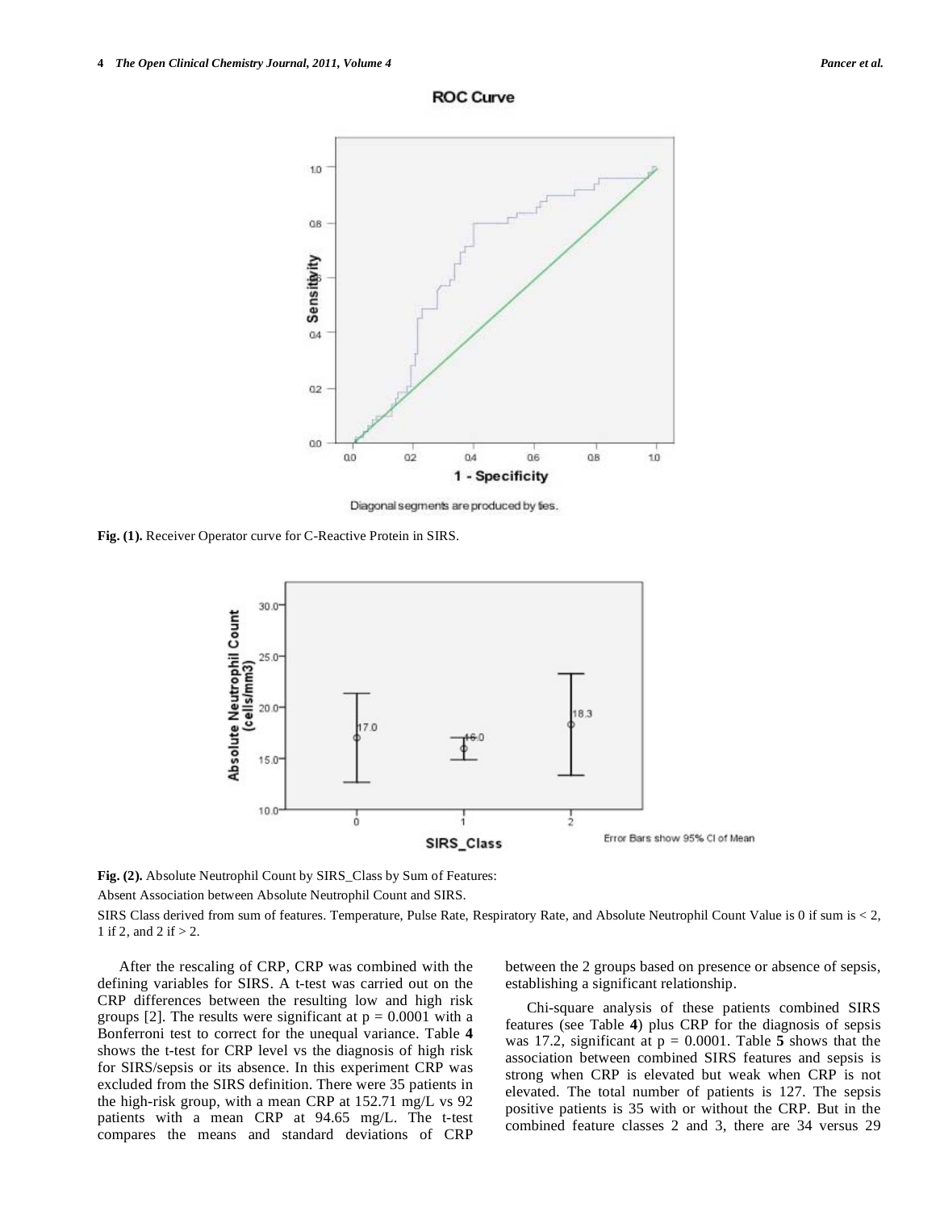Fig. (1). Receiver Operator curve for C-Reactive Protein in SIRS.

Fig. (2). Absolute Neutrophil Count by SIRS_Class by Sum of Features:

Absent Association between Absolute Neutrophil Count and SIRS.

SIRS Class derived from sum of features. Temperature, Pulse Rate, Respiratory Rate, and Absolute Neutrophil Count Value is 0 if sum is < 2, 1 if 2, and 2 if > 2.

After the rescaling of CRP, CRP was combined with the defining variables for SIRS. A t-test was carried out on the CRP differences between the resulting low and high risk groups [2]. The results were significant at $p = 0.0001$ with a Bonferroni test to correct for the unequal variance. Table **4** shows the t-test for CRP level vs the diagnosis of high risk for SIRS/sepsis or its absence. In this experiment CRP was excluded from the SIRS definition. There were 35 patients in the high-risk group, with a mean CRP at 152.71 mg/L vs 92 patients with a mean CRP at 94.65 mg/L. The t-test compares the means and standard deviations of CRP between the 2 groups based on presence or absence of sepsis, establishing a significant relationship.

Chi-square analysis of these patients combined SIRS features (see Table **4**) plus CRP for the diagnosis of sepsis was 17.2, significant at $p = 0.0001$. Table **5** shows that the association between combined SIRS features and sepsis is strong when CRP is elevated but weak when CRP is not elevated. The total number of patients is 127. The sepsis positive patients is 35 with or without the CRP. But in the combined feature classes 2 and 3, there are 34 versus 29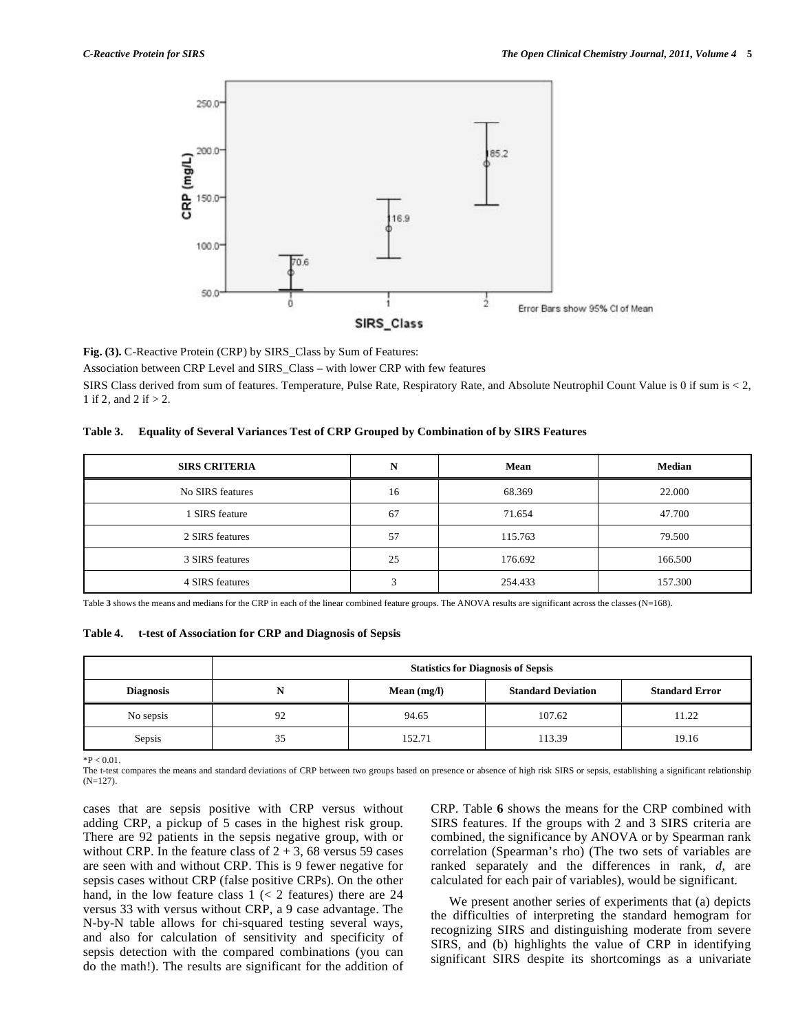**Fig. (3).** C-Reactive Protein (CRP) by SIRS_Class by Sum of Features:

Association between CRP Level and SIRS_Class – with lower CRP with few features

SIRS Class derived from sum of features. Temperature, Pulse Rate, Respiratory Rate, and Absolute Neutrophil Count Value is 0 if sum is < 2, 1 if 2, and 2 if > 2.

**Table 3. Equality of Several Variances Test of CRP Grouped by Combination of by SIRS Features**

| SIRS CRITERIA | N | Mean | Median |
|---|---|---|---|
| No SIRS features | 16 | 68.369 | 22.000 |
| 1 SIRS feature | 67 | 71.654 | 47.700 |
| 2 SIRS features | 57 | 115.763 | 79.500 |
| 3 SIRS features | 25 | 176.692 | 166.500 |
| 4 SIRS features | 3 | 254.433 | 157.300 |

Table **3** shows the means and medians for the CRP in each of the linear combined feature groups. The ANOVA results are significant across the classes (N=168).

**Table 4. t-test of Association for CRP and Diagnosis of Sepsis**

| | Statistics for Diagnosis of Sepsis | | | |
|---|---|---|---|---|
| **Diagnosis** | **N** | **Mean (mg/l)** | **Standard Deviation** | **Standard Error** |
| No sepsis | 92 | 94.65 | 107.62 | 11.22 |
| Sepsis | 35 | 152.71 | 113.39 | 19.16 |

*$P < 0.01$.

The t-test compares the means and standard deviations of CRP between two groups based on presence or absence of high risk SIRS or sepsis, establishing a significant relationship (N=127).

cases that are sepsis positive with CRP versus without adding CRP, a pickup of 5 cases in the highest risk group. There are 92 patients in the sepsis negative group, with or without CRP. In the feature class of 2 + 3, 68 versus 59 cases are seen with and without CRP. This is 9 fewer negative for sepsis cases without CRP (false positive CRPs). On the other hand, in the low feature class 1 (< 2 features) there are 24 versus 33 with versus without CRP, a 9 case advantage. The N-by-N table allows for chi-squared testing several ways, and also for calculation of sensitivity and specificity of sepsis detection with the compared combinations (you can do the math!). The results are significant for the addition of CRP. Table **6** shows the means for the CRP combined with SIRS features. If the groups with 2 and 3 SIRS criteria are combined, the significance by ANOVA or by Spearman rank correlation (Spearman's rho) (The two sets of variables are ranked separately and the differences in rank, *d*, are calculated for each pair of variables), would be significant.

We present another series of experiments that (a) depicts the difficulties of interpreting the standard hemogram for recognizing SIRS and distinguishing moderate from severe SIRS, and (b) highlights the value of CRP in identifying significant SIRS despite its shortcomings as a univariate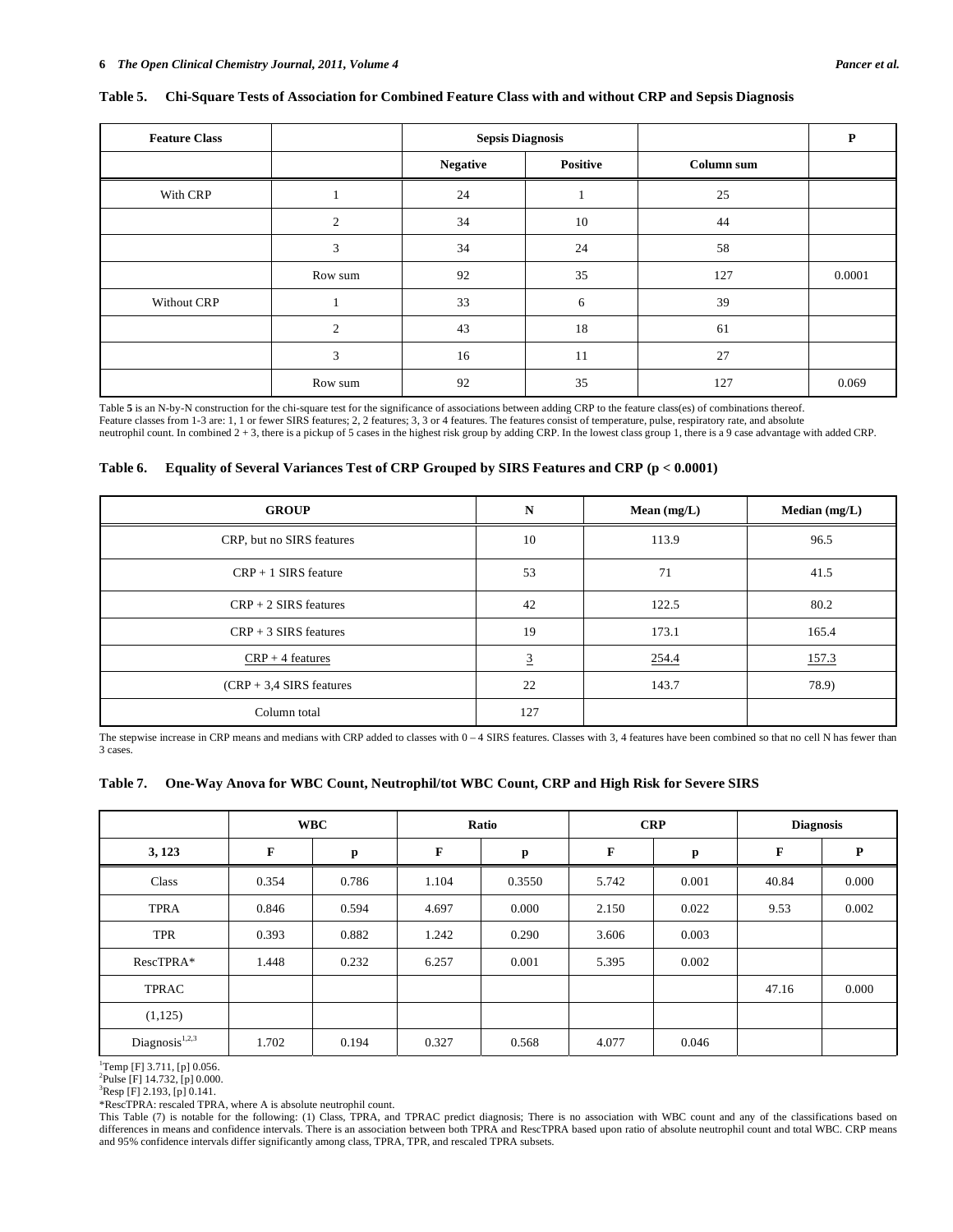**Table 5. Chi-Square Tests of Association for Combined Feature Class with and without CRP and Sepsis Diagnosis**

| Feature Class | | Sepsis Diagnosis | | | P |
|---|---|---|---|---|---|
| | | Negative | Positive | Column sum | |
| With CRP | 1 | 24 | 1 | 25 | |
| | 2 | 34 | 10 | 44 | |
| | 3 | 34 | 24 | 58 | |
| | Row sum | 92 | 35 | 127 | 0.0001 |
| Without CRP | 1 | 33 | 6 | 39 | |
| | 2 | 43 | 18 | 61 | |
| | 3 | 16 | 11 | 27 | |
| | Row sum | 92 | 35 | 127 | 0.069 |

Table **5** is an N-by-N construction for the chi-square test for the significance of associations between adding CRP to the feature class(es) of combinations thereof. Feature classes from 1-3 are: 1, 1 or fewer SIRS features; 2, 2 features; 3, 3 or 4 features. The features consist of temperature, pulse, respiratory rate, and absolute neutrophil count. In combined 2 + 3, there is a pickup of 5 cases in the highest risk group by adding CRP. In the lowest class group 1, there is a 9 case advantage with added CRP.

**Table 6. Equality of Several Variances Test of CRP Grouped by SIRS Features and CRP (p < 0.0001)**

| GROUP | N | Mean (mg/L) | Median (mg/L) |
|---|---|---|---|
| CRP, but no SIRS features | 10 | 113.9 | 96.5 |
| CRP + 1 SIRS feature | 53 | 71 | 41.5 |
| CRP + 2 SIRS features | 42 | 122.5 | 80.2 |
| CRP + 3 SIRS features | 19 | 173.1 | 165.4 |
| CRP + 4 features | 3 | 254.4 | 157.3 |
| (CRP + 3,4 SIRS features | 22 | 143.7 | 78.9) |
| Column total | 127 | | |

The stepwise increase in CRP means and medians with CRP added to classes with 0 – 4 SIRS features. Classes with 3, 4 features have been combined so that no cell N has fewer than 3 cases.

**Table 7. One-Way Anova for WBC Count, Neutrophil/tot WBC Count, CRP and High Risk for Severe SIRS**

| | WBC | | Ratio | | CRP | | Diagnosis | |
|---|---|---|---|---|---|---|---|---|
| 3, 123 | F | p | F | p | F | p | F | P |
| Class | 0.354 | 0.786 | 1.104 | 0.3550 | 5.742 | 0.001 | 40.84 | 0.000 |
| TPRA | 0.846 | 0.594 | 4.697 | 0.000 | 2.150 | 0.022 | 9.53 | 0.002 |
| TPR | 0.393 | 0.882 | 1.242 | 0.290 | 3.606 | 0.003 | | |
| RescTPRA* | 1.448 | 0.232 | 6.257 | 0.001 | 5.395 | 0.002 | | |
| TPRAC | | | | | | | 47.16 | 0.000 |
| (1,125) | | | | | | | | |
| Diagnosis[1,2,3] | 1.702 | 0.194 | 0.327 | 0.568 | 4.077 | 0.046 | | |

[1]Temp [F] 3.711, [p] 0.056.
[2]Pulse [F] 14.732, [p] 0.000.
[3]Resp [F] 2.193, [p] 0.141.
*RescTPRA: rescaled TPRA, where A is absolute neutrophil count.
This Table (7) is notable for the following: (1) Class, TPRA, and TPRAC predict diagnosis; There is no association with WBC count and any of the classifications based on differences in means and confidence intervals. There is an association between both TPRA and RescTPRA based upon ratio of absolute neutrophil count and total WBC. CRP means and 95% confidence intervals differ significantly among class, TPRA, TPR, and rescaled TPRA subsets.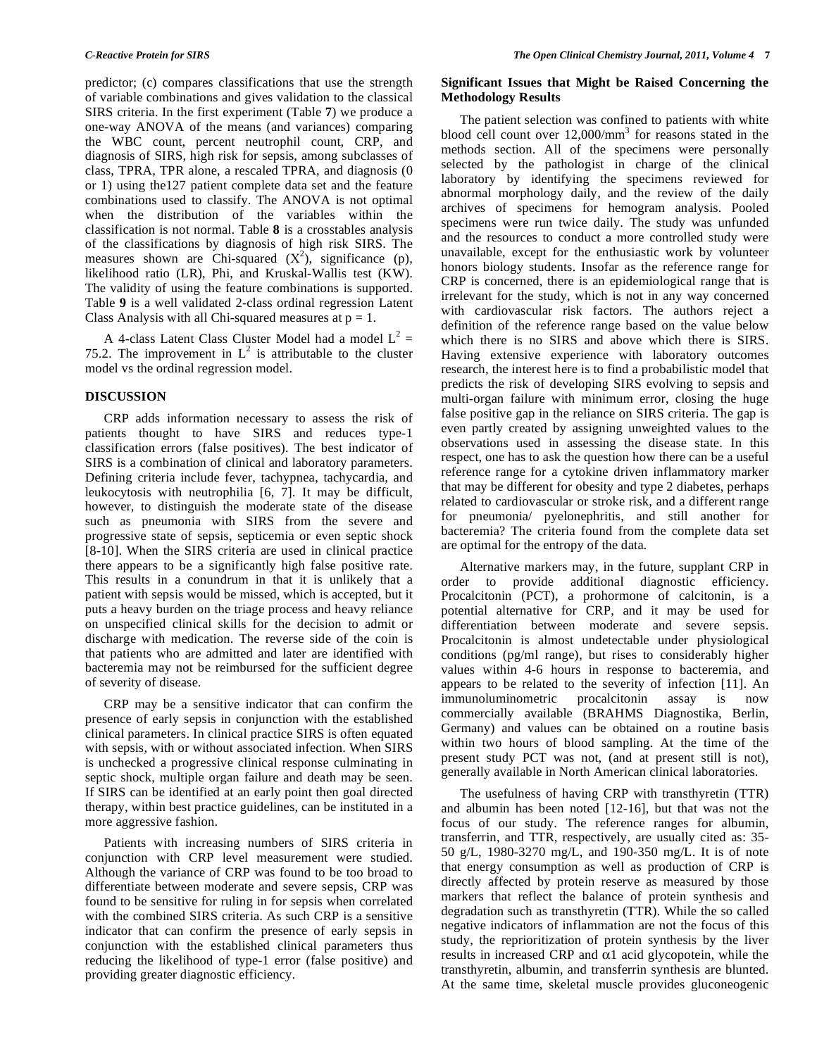predictor; (c) compares classifications that use the strength of variable combinations and gives validation to the classical SIRS criteria. In the first experiment (Table **7**) we produce a one-way ANOVA of the means (and variances) comparing the WBC count, percent neutrophil count, CRP, and diagnosis of SIRS, high risk for sepsis, among subclasses of class, TPRA, TPR alone, a rescaled TPRA, and diagnosis (0 or 1) using the127 patient complete data set and the feature combinations used to classify. The ANOVA is not optimal when the distribution of the variables within the classification is not normal. Table **8** is a crosstables analysis of the classifications by diagnosis of high risk SIRS. The measures shown are Chi-squared ($X^2$), significance (p), likelihood ratio (LR), Phi, and Kruskal-Wallis test (KW). The validity of using the feature combinations is supported. Table **9** is a well validated 2-class ordinal regression Latent Class Analysis with all Chi-squared measures at p = 1.

A 4-class Latent Class Cluster Model had a model $L^2$ = 75.2. The improvement in $L^2$ is attributable to the cluster model vs the ordinal regression model.

## DISCUSSION

CRP adds information necessary to assess the risk of patients thought to have SIRS and reduces type-1 classification errors (false positives). The best indicator of SIRS is a combination of clinical and laboratory parameters. Defining criteria include fever, tachypnea, tachycardia, and leukocytosis with neutrophilia [6, 7]. It may be difficult, however, to distinguish the moderate state of the disease such as pneumonia with SIRS from the severe and progressive state of sepsis, septicemia or even septic shock [8-10]. When the SIRS criteria are used in clinical practice there appears to be a significantly high false positive rate. This results in a conundrum in that it is unlikely that a patient with sepsis would be missed, which is accepted, but it puts a heavy burden on the triage process and heavy reliance on unspecified clinical skills for the decision to admit or discharge with medication. The reverse side of the coin is that patients who are admitted and later are identified with bacteremia may not be reimbursed for the sufficient degree of severity of disease.

CRP may be a sensitive indicator that can confirm the presence of early sepsis in conjunction with the established clinical parameters. In clinical practice SIRS is often equated with sepsis, with or without associated infection. When SIRS is unchecked a progressive clinical response culminating in septic shock, multiple organ failure and death may be seen. If SIRS can be identified at an early point then goal directed therapy, within best practice guidelines, can be instituted in a more aggressive fashion.

Patients with increasing numbers of SIRS criteria in conjunction with CRP level measurement were studied. Although the variance of CRP was found to be too broad to differentiate between moderate and severe sepsis, CRP was found to be sensitive for ruling in for sepsis when correlated with the combined SIRS criteria. As such CRP is a sensitive indicator that can confirm the presence of early sepsis in conjunction with the established clinical parameters thus reducing the likelihood of type-1 error (false positive) and providing greater diagnostic efficiency.

### Significant Issues that Might be Raised Concerning the Methodology Results

The patient selection was confined to patients with white blood cell count over 12,000/mm$^3$ for reasons stated in the methods section. All of the specimens were personally selected by the pathologist in charge of the clinical laboratory by identifying the specimens reviewed for abnormal morphology daily, and the review of the daily archives of specimens for hemogram analysis. Pooled specimens were run twice daily. The study was unfunded and the resources to conduct a more controlled study were unavailable, except for the enthusiastic work by volunteer honors biology students. Insofar as the reference range for CRP is concerned, there is an epidemiological range that is irrelevant for the study, which is not in any way concerned with cardiovascular risk factors. The authors reject a definition of the reference range based on the value below which there is no SIRS and above which there is SIRS. Having extensive experience with laboratory outcomes research, the interest here is to find a probabilistic model that predicts the risk of developing SIRS evolving to sepsis and multi-organ failure with minimum error, closing the huge false positive gap in the reliance on SIRS criteria. The gap is even partly created by assigning unweighted values to the observations used in assessing the disease state. In this respect, one has to ask the question how there can be a useful reference range for a cytokine driven inflammatory marker that may be different for obesity and type 2 diabetes, perhaps related to cardiovascular or stroke risk, and a different range for pneumonia/ pyelonephritis, and still another for bacteremia? The criteria found from the complete data set are optimal for the entropy of the data.

Alternative markers may, in the future, supplant CRP in order to provide additional diagnostic efficiency. Procalcitonin (PCT), a prohormone of calcitonin, is a potential alternative for CRP, and it may be used for differentiation between moderate and severe sepsis. Procalcitonin is almost undetectable under physiological conditions (pg/ml range), but rises to considerably higher values within 4-6 hours in response to bacteremia, and appears to be related to the severity of infection [11]. An immunoluminometric procalcitonin assay is now commercially available (BRAHMS Diagnostika, Berlin, Germany) and values can be obtained on a routine basis within two hours of blood sampling. At the time of the present study PCT was not, (and at present still is not), generally available in North American clinical laboratories.

The usefulness of having CRP with transthyretin (TTR) and albumin has been noted [12-16], but that was not the focus of our study. The reference ranges for albumin, transferrin, and TTR, respectively, are usually cited as: 35-50 g/L, 1980-3270 mg/L, and 190-350 mg/L. It is of note that energy consumption as well as production of CRP is directly affected by protein reserve as measured by those markers that reflect the balance of protein synthesis and degradation such as transthyretin (TTR). While the so called negative indicators of inflammation are not the focus of this study, the reprioritization of protein synthesis by the liver results in increased CRP and $\alpha$1 acid glycopotein, while the transthyretin, albumin, and transferrin synthesis are blunted. At the same time, skeletal muscle provides gluconeogenic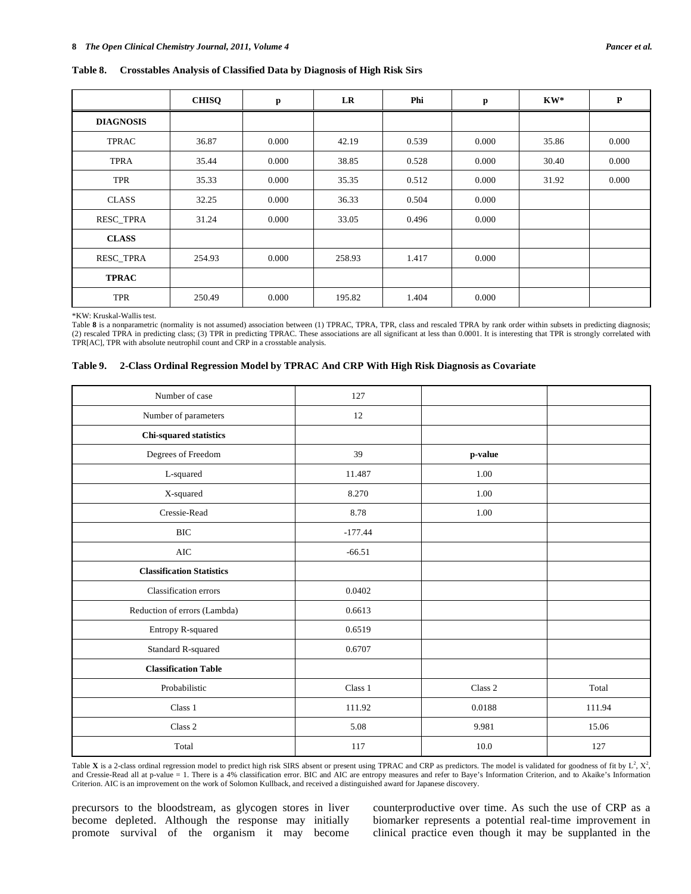**Table 8. Crosstables Analysis of Classified Data by Diagnosis of High Risk Sirs**

| | CHISQ | p | LR | Phi | p | KW* | P |
|---|---|---|---|---|---|---|---|
| **DIAGNOSIS** | | | | | | | |
| TPRAC | 36.87 | 0.000 | 42.19 | 0.539 | 0.000 | 35.86 | 0.000 |
| TPRA | 35.44 | 0.000 | 38.85 | 0.528 | 0.000 | 30.40 | 0.000 |
| TPR | 35.33 | 0.000 | 35.35 | 0.512 | 0.000 | 31.92 | 0.000 |
| CLASS | 32.25 | 0.000 | 36.33 | 0.504 | 0.000 | | |
| RESC_TPRA | 31.24 | 0.000 | 33.05 | 0.496 | 0.000 | | |
| **CLASS** | | | | | | | |
| RESC_TPRA | 254.93 | 0.000 | 258.93 | 1.417 | 0.000 | | |
| **TPRAC** | | | | | | | |
| TPR | 250.49 | 0.000 | 195.82 | 1.404 | 0.000 | | |

*KW: Kruskal-Wallis test.

Table **8** is a nonparametric (normality is not assumed) association between (1) TPRAC, TPRA, TPR, class and rescaled TPRA by rank order within subsets in predicting diagnosis; (2) rescaled TPRA in predicting class; (3) TPR in predicting TPRAC. These associations are all significant at less than 0.0001. It is interesting that TPR is strongly correlated with TPR[AC], TPR with absolute neutrophil count and CRP in a crosstable analysis.

**Table 9. 2-Class Ordinal Regression Model by TPRAC And CRP With High Risk Diagnosis as Covariate**

| | | | |
|---|---|---|---|
| Number of case | 127 | | |
| Number of parameters | 12 | | |
| **Chi-squared statistics** | | | |
| Degrees of Freedom | 39 | **p-value** | |
| L-squared | 11.487 | 1.00 | |
| X-squared | 8.270 | 1.00 | |
| Cressie-Read | 8.78 | 1.00 | |
| BIC | -177.44 | | |
| AIC | -66.51 | | |
| **Classification Statistics** | | | |
| Classification errors | 0.0402 | | |
| Reduction of errors (Lambda) | 0.6613 | | |
| Entropy R-squared | 0.6519 | | |
| Standard R-squared | 0.6707 | | |
| **Classification Table** | | | |
| Probabilistic | Class 1 | Class 2 | Total |
| Class 1 | 111.92 | 0.0188 | 111.94 |
| Class 2 | 5.08 | 9.981 | 15.06 |
| Total | 117 | 10.0 | 127 |

Table **X** is a 2-class ordinal regression model to predict high risk SIRS absent or present using TPRAC and CRP as predictors. The model is validated for goodness of fit by $L^2$, $X^2$, and Cressie-Read all at p-value = 1. There is a 4% classification error. BIC and AIC are entropy measures and refer to Baye's Information Criterion, and to Akaike's Information Criterion. AIC is an improvement on the work of Solomon Kullback, and received a distinguished award for Japanese discovery.

precursors to the bloodstream, as glycogen stores in liver become depleted. Although the response may initially promote survival of the organism it may become counterproductive over time. As such the use of CRP as a biomarker represents a potential real-time improvement in clinical practice even though it may be supplanted in the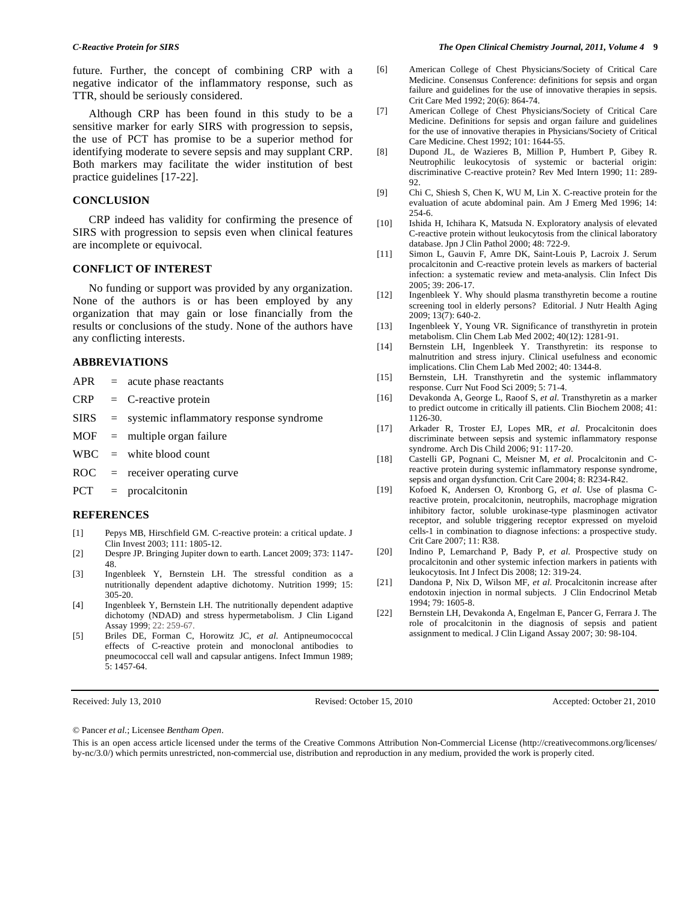future. Further, the concept of combining CRP with a negative indicator of the inflammatory response, such as TTR, should be seriously considered.

Although CRP has been found in this study to be a sensitive marker for early SIRS with progression to sepsis, the use of PCT has promise to be a superior method for identifying moderate to severe sepsis and may supplant CRP. Both markers may facilitate the wider institution of best practice guidelines [17-22].

## CONCLUSION

CRP indeed has validity for confirming the presence of SIRS with progression to sepsis even when clinical features are incomplete or equivocal.

## CONFLICT OF INTEREST

No funding or support was provided by any organization. None of the authors is or has been employed by any organization that may gain or lose financially from the results or conclusions of the study. None of the authors have any conflicting interests.

## ABBREVIATIONS

APR = acute phase reactants

CRP = C-reactive protein

SIRS = systemic inflammatory response syndrome

MOF = multiple organ failure

WBC = white blood count

ROC = receiver operating curve

PCT = procalcitonin

## REFERENCES

[1] Pepys MB, Hirschfield GM. C-reactive protein: a critical update. J Clin Invest 2003; 111: 1805-12.

[2] Despre JP. Bringing Jupiter down to earth. Lancet 2009; 373: 1147-48.

[3] Ingenbleek Y, Bernstein LH. The stressful condition as a nutritionally dependent adaptive dichotomy. Nutrition 1999; 15: 305-20.

[4] Ingenbleek Y, Bernstein LH. The nutritionally dependent adaptive dichotomy (NDAD) and stress hypermetabolism. J Clin Ligand Assay 1999; 22: 259-67.

[5] Briles DE, Forman C, Horowitz JC, *et al.* Antipneumococcal effects of C-reactive protein and monoclonal antibodies to pneumococcal cell wall and capsular antigens. Infect Immun 1989; 5: 1457-64.

[6] American College of Chest Physicians/Society of Critical Care Medicine. Consensus Conference: definitions for sepsis and organ failure and guidelines for the use of innovative therapies in sepsis. Crit Care Med 1992; 20(6): 864-74.

[7] American College of Chest Physicians/Society of Critical Care Medicine. Definitions for sepsis and organ failure and guidelines for the use of innovative therapies in Physicians/Society of Critical Care Medicine. Chest 1992; 101: 1644-55.

[8] Dupond JL, de Wazieres B, Million P, Humbert P, Gibey R. Neutrophilic leukocytosis of systemic or bacterial origin: discriminative C-reactive protein? Rev Med Intern 1990; 11: 289-92.

[9] Chi C, Shiesh S, Chen K, WU M, Lin X. C-reactive protein for the evaluation of acute abdominal pain. Am J Emerg Med 1996; 14: 254-6.

[10] Ishida H, Ichihara K, Matsuda N. Exploratory analysis of elevated C-reactive protein without leukocytosis from the clinical laboratory database. Jpn J Clin Pathol 2000; 48: 722-9.

[11] Simon L, Gauvin F, Amre DK, Saint-Louis P, Lacroix J. Serum procalcitonin and C-reactive protein levels as markers of bacterial infection: a systematic review and meta-analysis. Clin Infect Dis 2005; 39: 206-17.

[12] Ingenbleek Y. Why should plasma transthyretin become a routine screening tool in elderly persons? Editorial. J Nutr Health Aging 2009; 13(7): 640-2.

[13] Ingenbleek Y, Young VR. Significance of transthyretin in protein metabolism. Clin Chem Lab Med 2002; 40(12): 1281-91.

[14] Bernstein LH, Ingenbleek Y. Transthyretin: its response to malnutrition and stress injury. Clinical usefulness and economic implications. Clin Chem Lab Med 2002; 40: 1344-8.

[15] Bernstein, LH. Transthyretin and the systemic inflammatory response. Curr Nut Food Sci 2009; 5: 71-4.

[16] Devakonda A, George L, Raoof S, *et al.* Transthyretin as a marker to predict outcome in critically ill patients. Clin Biochem 2008; 41: 1126-30.

[17] Arkader R, Troster EJ, Lopes MR, *et al.* Procalcitonin does discriminate between sepsis and systemic inflammatory response syndrome. Arch Dis Child 2006; 91: 117-20.

[18] Castelli GP, Pognani C, Meisner M, *et al.* Procalcitonin and C-reactive protein during systemic inflammatory response syndrome, sepsis and organ dysfunction. Crit Care 2004; 8: R234-R42.

[19] Kofoed K, Andersen O, Kronborg G, *et al.* Use of plasma C-reactive protein, procalcitonin, neutrophils, macrophage migration inhibitory factor, soluble urokinase-type plasminogen activator receptor, and soluble triggering receptor expressed on myeloid cells-1 in combination to diagnose infections: a prospective study. Crit Care 2007; 11: R38.

[20] Indino P, Lemarchand P, Bady P, *et al.* Prospective study on procalcitonin and other systemic infection markers in patients with leukocytosis. Int J Infect Dis 2008; 12: 319-24.

[21] Dandona P, Nix D, Wilson MF, *et al.* Procalcitonin increase after endotoxin injection in normal subjects. J Clin Endocrinol Metab 1994; 79: 1605-8.

[22] Bernstein LH, Devakonda A, Engelman E, Pancer G, Ferrara J. The role of procalcitonin in the diagnosis of sepsis and patient assignment to medical. J Clin Ligand Assay 2007; 30: 98-104.

Received: July 13, 2010 Revised: October 15, 2010 Accepted: October 21, 2010

© Pancer *et al.*; Licensee *Bentham Open*.

This is an open access article licensed under the terms of the Creative Commons Attribution Non-Commercial License (http://creativecommons.org/licenses/by-nc/3.0/) which permits unrestricted, non-commercial use, distribution and reproduction in any medium, provided the work is properly cited.